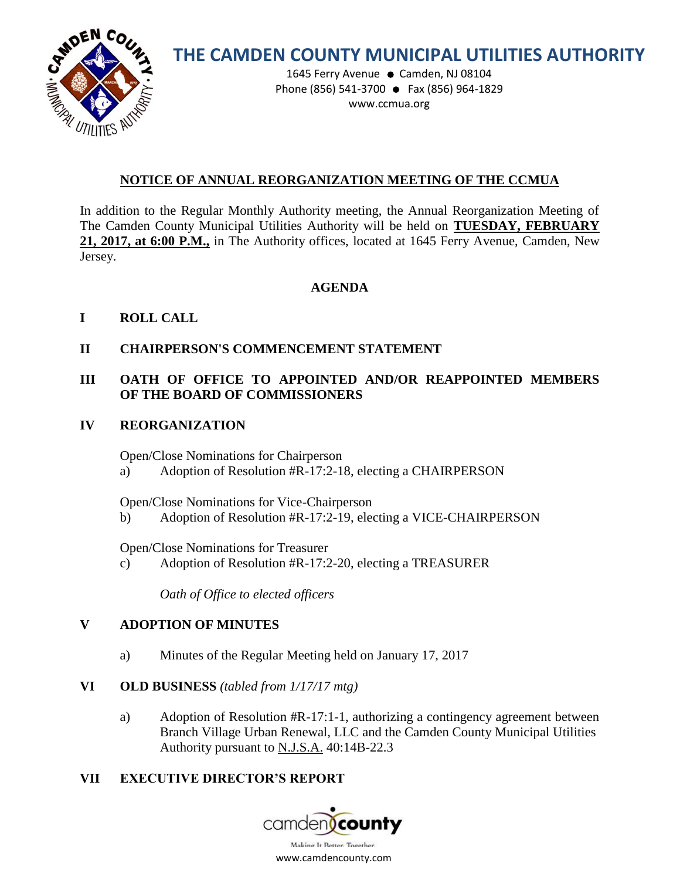# THE CAMDEN COUNTY MUNICIPAL UTILITIES AUTHORITY

1645 Ferry Avenue ● Camden, NJ 08104
Phone (856) 541-3700 ● Fax (856) 964-1829
www.ccmua.org

## NOTICE OF ANNUAL REORGANIZATION MEETING OF THE CCMUA

In addition to the Regular Monthly Authority meeting, the Annual Reorganization Meeting of The Camden County Municipal Utilities Authority will be held on **TUESDAY, FEBRUARY 21, 2017, at 6:00 P.M.,** in The Authority offices, located at 1645 Ferry Avenue, Camden, New Jersey.

## AGENDA

**I ROLL CALL**

**II CHAIRPERSON'S COMMENCEMENT STATEMENT**

**III OATH OF OFFICE TO APPOINTED AND/OR REAPPOINTED MEMBERS OF THE BOARD OF COMMISSIONERS**

**IV REORGANIZATION**

Open/Close Nominations for Chairperson

a) Adoption of Resolution #R-17:2-18, electing a CHAIRPERSON

Open/Close Nominations for Vice-Chairperson

b) Adoption of Resolution #R-17:2-19, electing a VICE-CHAIRPERSON

Open/Close Nominations for Treasurer

c) Adoption of Resolution #R-17:2-20, electing a TREASURER

*Oath of Office to elected officers*

**V ADOPTION OF MINUTES**

a) Minutes of the Regular Meeting held on January 17, 2017

**VI OLD BUSINESS** *(tabled from 1/17/17 mtg)*

a) Adoption of Resolution #R-17:1-1, authorizing a contingency agreement between Branch Village Urban Renewal, LLC and the Camden County Municipal Utilities Authority pursuant to N.J.S.A. 40:14B-22.3

**VII EXECUTIVE DIRECTOR'S REPORT**

camden county
Making It Better, Together.
www.camdencounty.com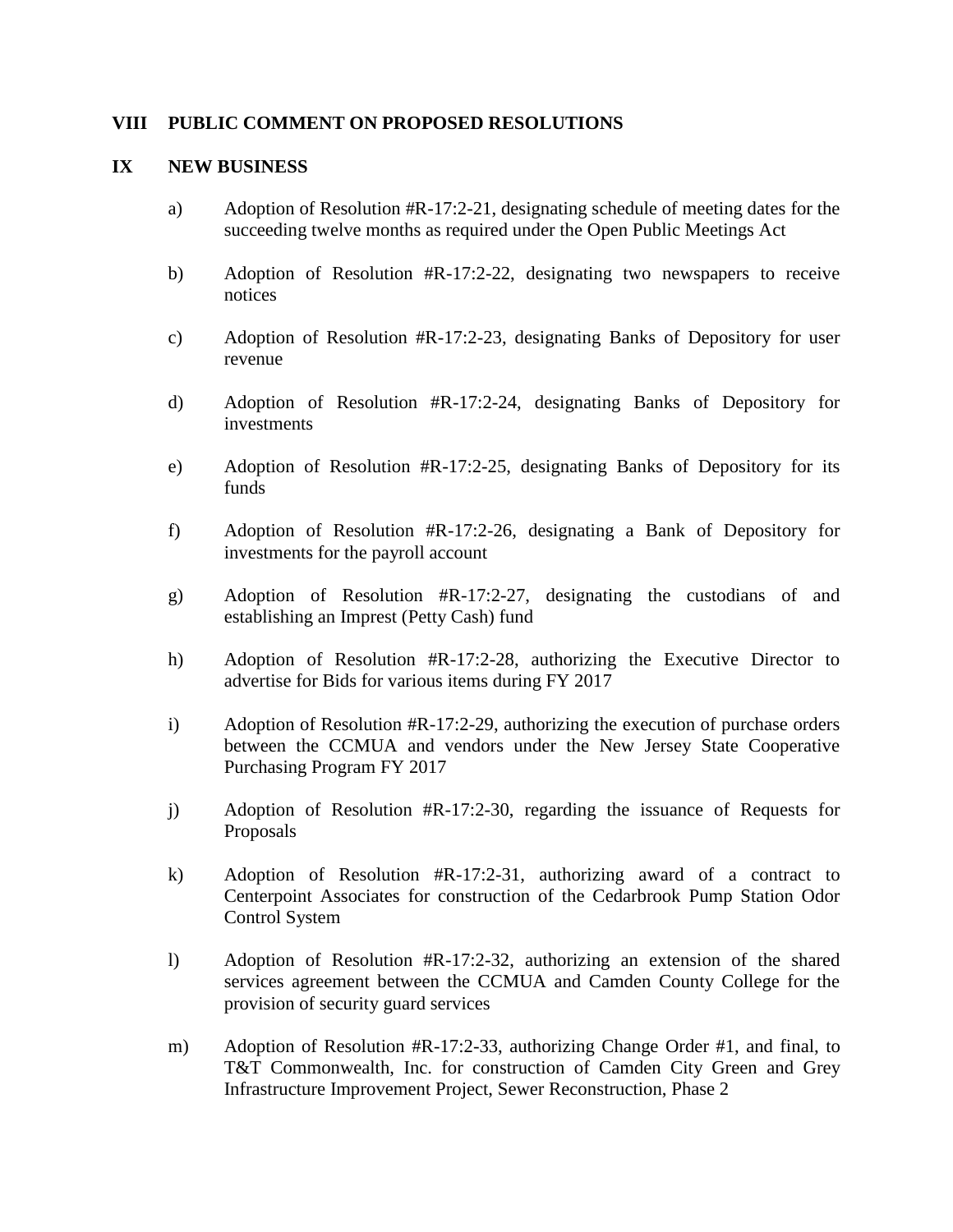## VIII PUBLIC COMMENT ON PROPOSED RESOLUTIONS

## IX NEW BUSINESS

a) Adoption of Resolution #R-17:2-21, designating schedule of meeting dates for the succeeding twelve months as required under the Open Public Meetings Act

b) Adoption of Resolution #R-17:2-22, designating two newspapers to receive notices

c) Adoption of Resolution #R-17:2-23, designating Banks of Depository for user revenue

d) Adoption of Resolution #R-17:2-24, designating Banks of Depository for investments

e) Adoption of Resolution #R-17:2-25, designating Banks of Depository for its funds

f) Adoption of Resolution #R-17:2-26, designating a Bank of Depository for investments for the payroll account

g) Adoption of Resolution #R-17:2-27, designating the custodians of and establishing an Imprest (Petty Cash) fund

h) Adoption of Resolution #R-17:2-28, authorizing the Executive Director to advertise for Bids for various items during FY 2017

i) Adoption of Resolution #R-17:2-29, authorizing the execution of purchase orders between the CCMUA and vendors under the New Jersey State Cooperative Purchasing Program FY 2017

j) Adoption of Resolution #R-17:2-30, regarding the issuance of Requests for Proposals

k) Adoption of Resolution #R-17:2-31, authorizing award of a contract to Centerpoint Associates for construction of the Cedarbrook Pump Station Odor Control System

l) Adoption of Resolution #R-17:2-32, authorizing an extension of the shared services agreement between the CCMUA and Camden County College for the provision of security guard services

m) Adoption of Resolution #R-17:2-33, authorizing Change Order #1, and final, to T&T Commonwealth, Inc. for construction of Camden City Green and Grey Infrastructure Improvement Project, Sewer Reconstruction, Phase 2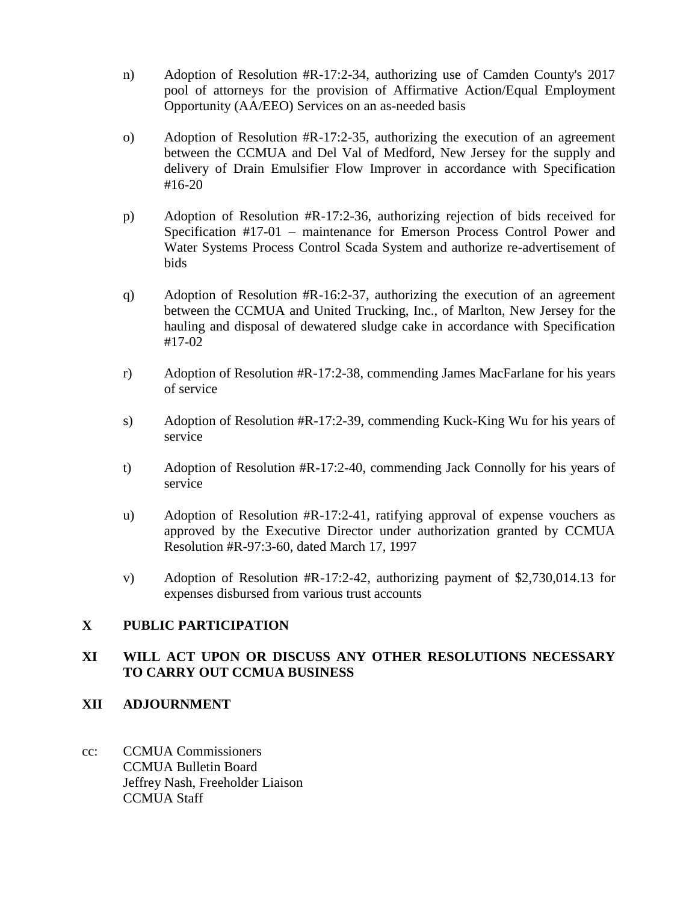n) Adoption of Resolution #R-17:2-34, authorizing use of Camden County's 2017 pool of attorneys for the provision of Affirmative Action/Equal Employment Opportunity (AA/EEO) Services on an as-needed basis

o) Adoption of Resolution #R-17:2-35, authorizing the execution of an agreement between the CCMUA and Del Val of Medford, New Jersey for the supply and delivery of Drain Emulsifier Flow Improver in accordance with Specification #16-20

p) Adoption of Resolution #R-17:2-36, authorizing rejection of bids received for Specification #17-01 – maintenance for Emerson Process Control Power and Water Systems Process Control Scada System and authorize re-advertisement of bids

q) Adoption of Resolution #R-16:2-37, authorizing the execution of an agreement between the CCMUA and United Trucking, Inc., of Marlton, New Jersey for the hauling and disposal of dewatered sludge cake in accordance with Specification #17-02

r) Adoption of Resolution #R-17:2-38, commending James MacFarlane for his years of service

s) Adoption of Resolution #R-17:2-39, commending Kuck-King Wu for his years of service

t) Adoption of Resolution #R-17:2-40, commending Jack Connolly for his years of service

u) Adoption of Resolution #R-17:2-41, ratifying approval of expense vouchers as approved by the Executive Director under authorization granted by CCMUA Resolution #R-97:3-60, dated March 17, 1997

v) Adoption of Resolution #R-17:2-42, authorizing payment of $2,730,014.13 for expenses disbursed from various trust accounts

## X PUBLIC PARTICIPATION

## XI WILL ACT UPON OR DISCUSS ANY OTHER RESOLUTIONS NECESSARY TO CARRY OUT CCMUA BUSINESS

## XII ADJOURNMENT

cc: CCMUA Commissioners
CCMUA Bulletin Board
Jeffrey Nash, Freeholder Liaison
CCMUA Staff